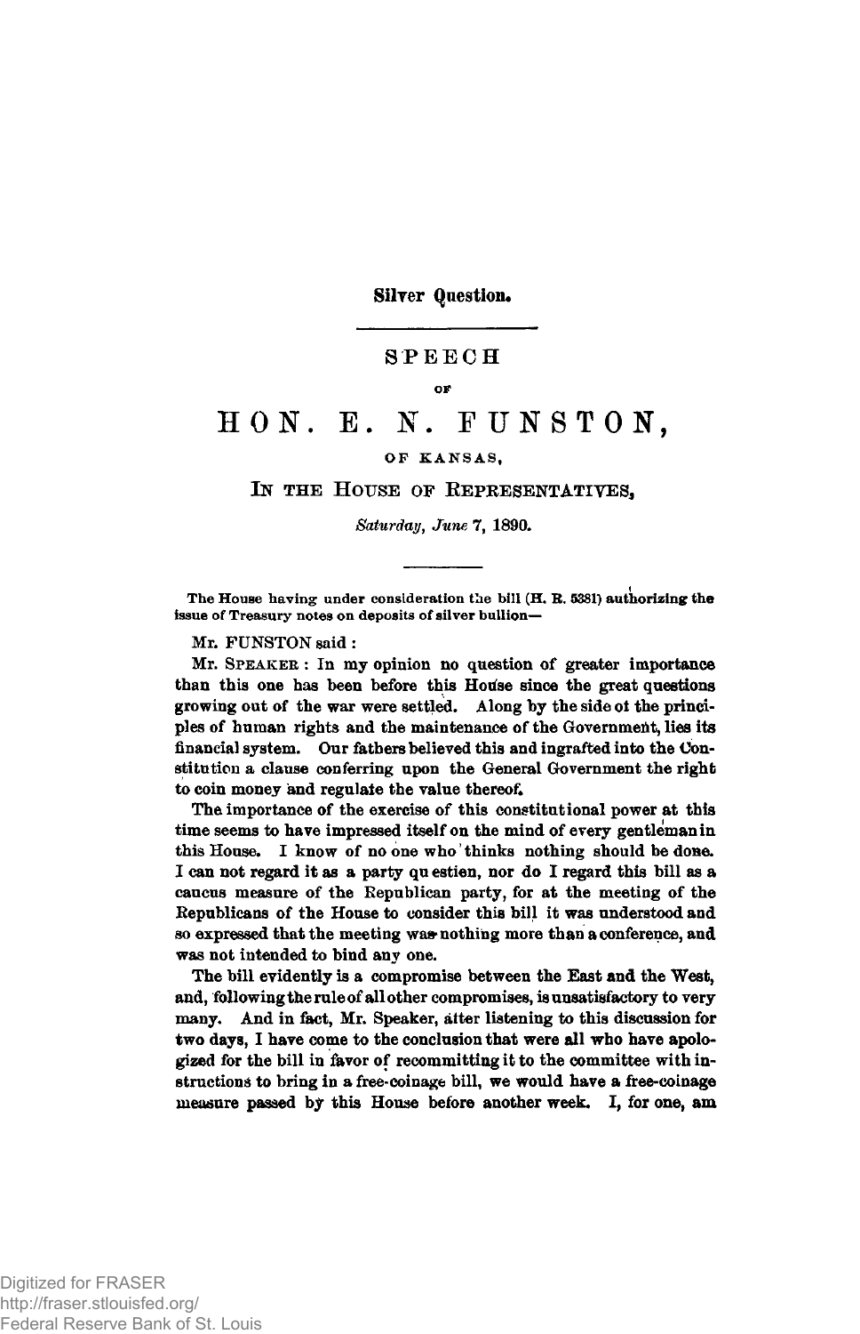**Silver Question.**

---

## SPEECH

OF

# HON. E. N. FUNSTON,

OF KANSAS,

IN THE HOUSE OF REPRESENTATIVES,

*Saturday, June 7, 1890.*

---

The House having under consideration the bill (H. R. 5381) authorizing the issue of Treasury notes on deposits of silver bullion—

Mr. FUNSTON said:

Mr. SPEAKER: In my opinion no question of greater importance than this one has been before this House since the great questions growing out of the war were settled. Along by the side of the principles of human rights and the maintenance of the Government, lies its financial system. Our fathers believed this and ingrafted into the Constitution a clause conferring upon the General Government the right to coin money and regulate the value thereof.

The importance of the exercise of this constitutional power at this time seems to have impressed itself on the mind of every gentleman in this House. I know of no one who thinks nothing should be done. I can not regard it as a party qu estion, nor do I regard this bill as a caucus measure of the Republican party, for at the meeting of the Republicans of the House to consider this bill it was understood and so expressed that the meeting was nothing more than a conference, and was not intended to bind any one.

The bill evidently is a compromise between the East and the West, and, following the rule of all other compromises, is unsatisfactory to very many. And in fact, Mr. Speaker, after listening to this discussion for two days, I have come to the conclusion that were all who have apologized for the bill in favor of recommitting it to the committee with instructions to bring in a free-coinage bill, we would have a free-coinage measure passed by this House before another week. I, for one, am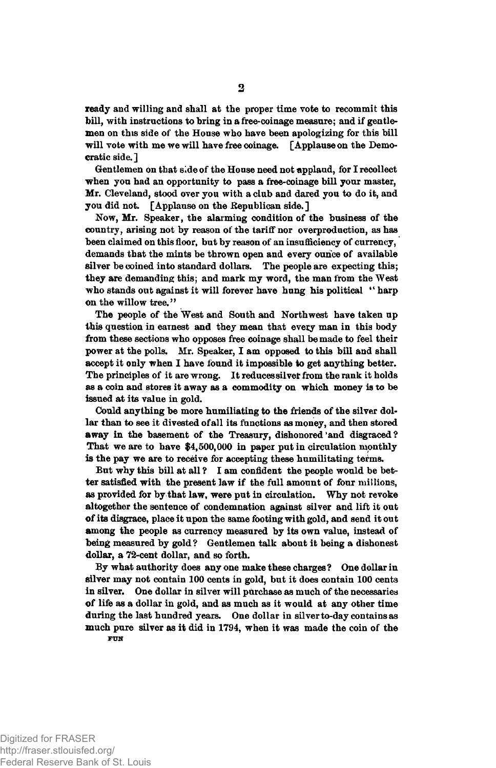ready and willing and shall at the proper time vote to recommit this bill, with instructions to bring in a free-coinage measure; and if gentlemen on this side of the House who have been apologizing for this bill will vote with me we will have free coinage. [Applause on the Democratic side.]

Gentlemen on that side of the House need not applaud, for I recollect when you had an opportunity to pass a free-coinage bill your master, Mr. Cleveland, stood over you with a club and dared you to do it, and you did not. [Applause on the Republican side.]

Now, Mr. Speaker, the alarming condition of the business of the country, arising not by reason of the tariff nor overproduction, as has been claimed on this floor, but by reason of an insufficiency of currency, demands that the mints be thrown open and every ounce of available silver be coined into standard dollars. The people are expecting this; they are demanding this; and mark my word, the man from the West who stands out against it will forever have hung his political "harp on the willow tree."

The people of the West and South and Northwest have taken up this question in earnest and they mean that every man in this body from these sections who opposes free coinage shall be made to feel their power at the polls. Mr. Speaker, I am opposed to this bill and shall accept it only when I have found it impossible to get anything better. The principles of it are wrong. It reduces silver from the rank it holds as a coin and stores it away as a commodity on which money is to be issued at its value in gold.

Could anything be more humiliating to the friends of the silver dollar than to see it divested of all its functions as money, and then stored away in the basement of the Treasury, dishonored and disgraced? That we are to have $4,500,000 in paper put in circulation monthly is the pay we are to receive for accepting these humilitating terms.

But why this bill at all? I am confident the people would be better satisfied with the present law if the full amount of four millions, as provided for by that law, were put in circulation. Why not revoke altogether the sentence of condemnation against silver and lift it out of its disgrace, place it upon the same footing with gold, and send it out among the people as currency measured by its own value, instead of being measured by gold? Gentlemen talk about it being a dishonest dollar, a 72-cent dollar, and so forth.

By what authority does any one make these charges? One dollar in silver may not contain 100 cents in gold, but it does contain 100 cents in silver. One dollar in silver will purchase as much of the necessaries of life as a dollar in gold, and as much as it would at any other time during the last hundred years. One dollar in silver to-day contains as much pure silver as it did in 1794, when it was made the coin of the

FUN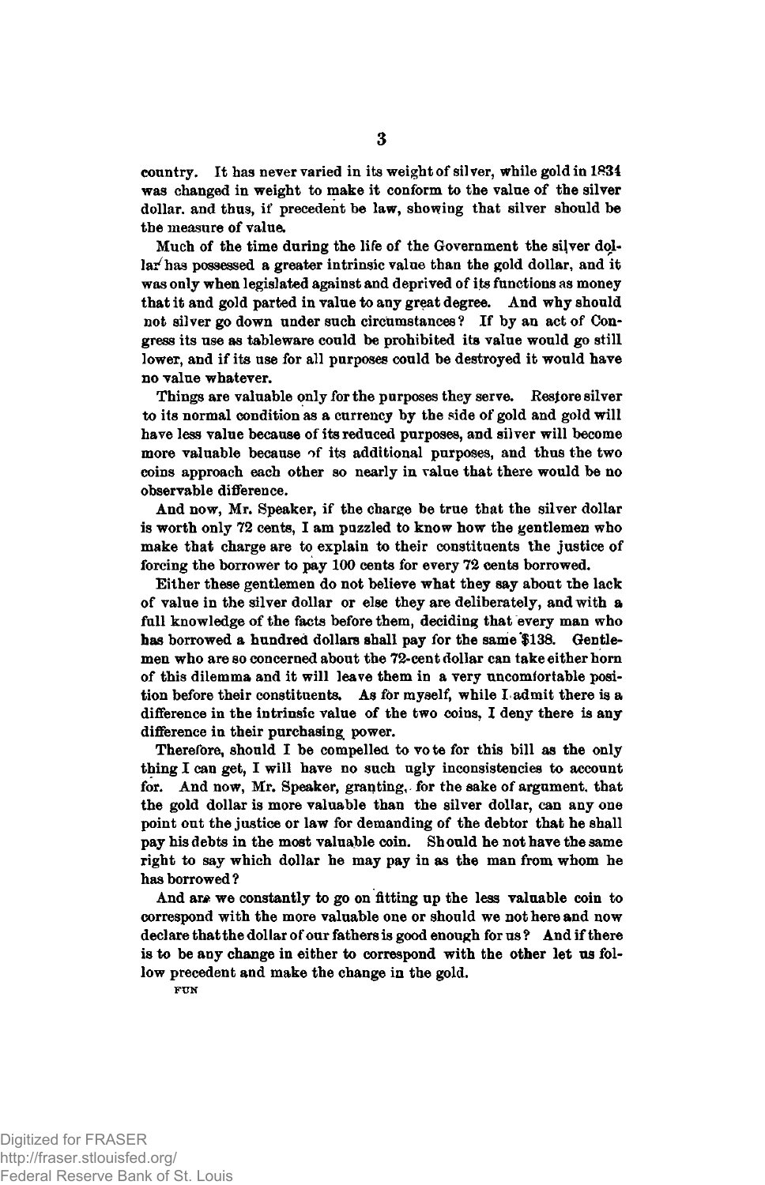country. It has never varied in its weight of silver, while gold in 1834 was changed in weight to make it conform to the value of the silver dollar. and thus, if precedent be law, showing that silver should be the measure of value.

Much of the time during the life of the Government the silver dollar has possessed a greater intrinsic value than the gold dollar, and it was only when legislated against and deprived of its functions as money that it and gold parted in value to any great degree. And why should not silver go down under such circumstances? If by an act of Congress its use as tableware could be prohibited its value would go still lower, and if its use for all purposes could be destroyed it would have no value whatever.

Things are valuable only for the purposes they serve. Restore silver to its normal condition as a currency by the side of gold and gold will have less value because of its reduced purposes, and silver will become more valuable because of its additional purposes, and thus the two coins approach each other so nearly in value that there would be no observable difference.

And now, Mr. Speaker, if the charge be true that the silver dollar is worth only 72 cents, I am puzzled to know how the gentlemen who make that charge are to explain to their constituents the justice of forcing the borrower to pay 100 cents for every 72 cents borrowed.

Either these gentlemen do not believe what they say about the lack of value in the silver dollar or else they are deliberately, and with a full knowledge of the facts before them, deciding that every man who has borrowed a hundred dollars shall pay for the same $138. Gentlemen who are so concerned about the 72-cent dollar can take either horn of this dilemma and it will leave them in a very uncomfortable position before their constituents. As for myself, while I admit there is a difference in the intrinsic value of the two coins, I deny there is any difference in their purchasing power.

Therefore, should I be compelled to vote for this bill as the only thing I can get, I will have no such ugly inconsistencies to account for. And now, Mr. Speaker, granting, for the sake of argument, that the gold dollar is more valuable than the silver dollar, can any one point out the justice or law for demanding of the debtor that he shall pay his debts in the most valuable coin. Should he not have the same right to say which dollar he may pay in as the man from whom he has borrowed?

And are we constantly to go on fitting up the less valuable coin to correspond with the more valuable one or should we not here and now declare that the dollar of our fathers is good enough for us? And if there is to be any change in either to correspond with the other let us follow precedent and make the change in the gold.

FUN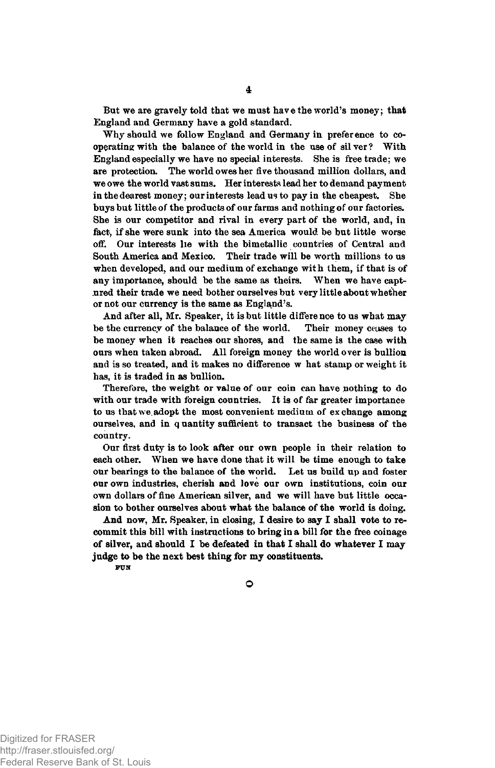But we are gravely told that we must have the world's money; that England and Germany have a gold standard.

Why should we follow England and Germany in preference to co-operating with the balance of the world in the use of silver? With England especially we have no special interests. She is free trade; we are protection. The world owes her five thousand million dollars, and we owe the world vast sums. Her interests lead her to demand payment in the dearest money; our interests lead us to pay in the cheapest. She buys but little of the products of our farms and nothing of our factories. She is our competitor and rival in every part of the world, and, in fact, if she were sunk into the sea America would be but little worse off. Our interests lie with the bimetallic countries of Central and South America and Mexico. Their trade will be worth millions to us when developed, and our medium of exchange with them, if that is of any importance, should be the same as theirs. When we have captured their trade we need bother ourselves but very little about whether or not our currency is the same as England's.

And after all, Mr. Speaker, it is but little difference to us what may be the currency of the balance of the world. Their money ceases to be money when it reaches our shores, and the same is the case with ours when taken abroad. All foreign money the world over is bullion and is so treated, and it makes no difference what stamp or weight it has, it is traded in as bullion.

Therefore, the weight or value of our coin can have nothing to do with our trade with foreign countries. It is of far greater importance to us that we adopt the most convenient medium of exchange among ourselves, and in quantity sufficient to transact the business of the country.

Our first duty is to look after our own people in their relation to each other. When we have done that it will be time enough to take our bearings to the balance of the world. Let us build up and foster our own industries, cherish and love our own institutions, coin our own dollars of fine American silver, and we will have but little occasion to bother ourselves about what the balance of the world is doing.

And now, Mr. Speaker, in closing, I desire to say I shall vote to recommit this bill with instructions to bring in a bill for the free coinage of silver, and should I be defeated in that I shall do whatever I may judge to be the next best thing for my constituents.

FUN

○